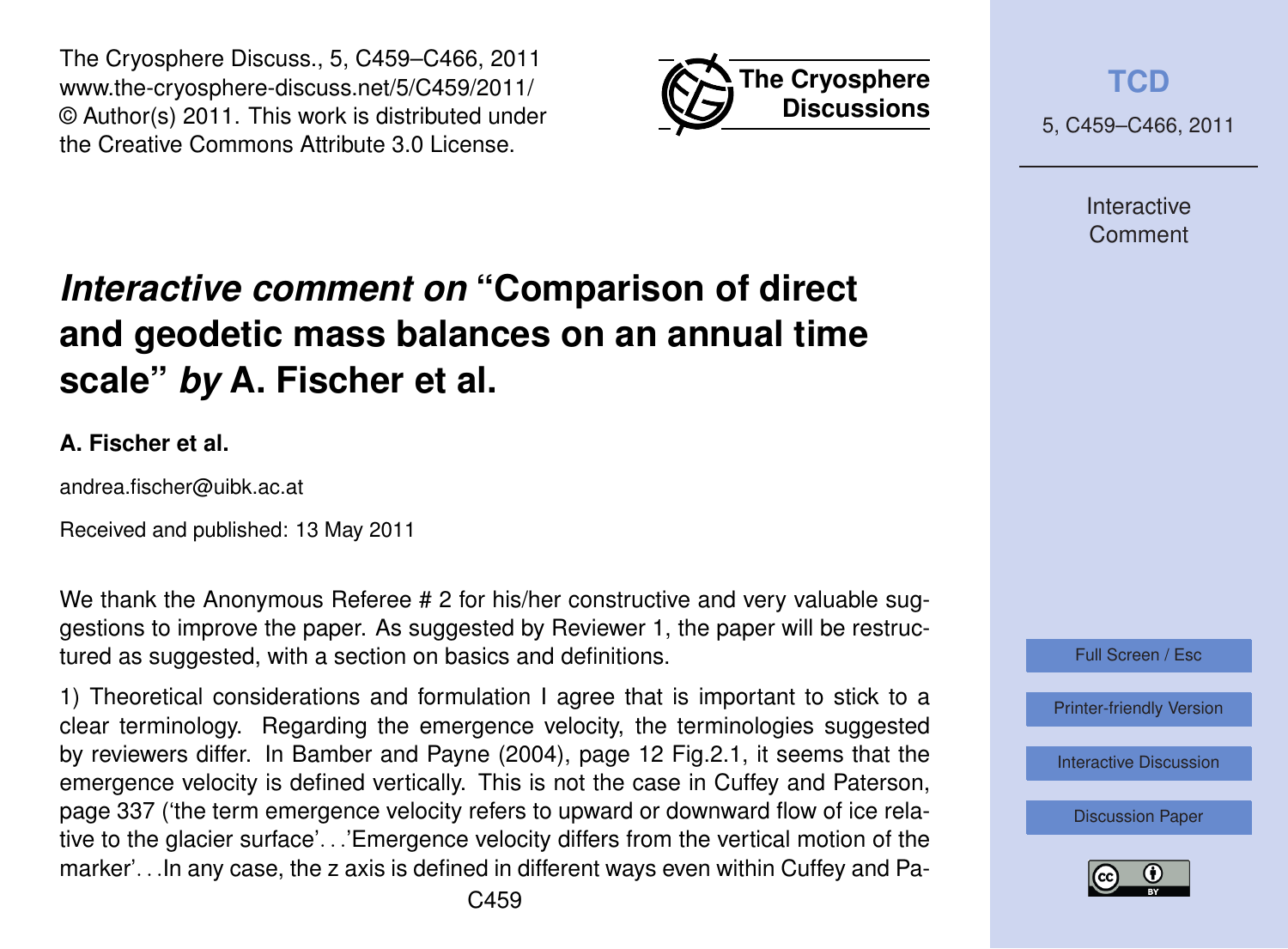The Cryosphere Discuss., 5, C459–C466, 2011
www.the-cryosphere-discuss.net/5/C459/2011/
© Author(s) 2011. This work is distributed under
the Creative Commons Attribute 3.0 License.

# *Interactive comment on* “Comparison of direct and geodetic mass balances on an annual time scale” *by* A. Fischer et al.

**A. Fischer et al.**

andrea.fischer@uibk.ac.at

Received and published: 13 May 2011

We thank the Anonymous Referee # 2 for his/her constructive and very valuable suggestions to improve the paper. As suggested by Reviewer 1, the paper will be restructured as suggested, with a section on basics and definitions.

1) Theoretical considerations and formulation I agree that is important to stick to a clear terminology. Regarding the emergence velocity, the terminologies suggested by reviewers differ. In Bamber and Payne (2004), page 12 Fig.2.1, it seems that the emergence velocity is defined vertically. This is not the case in Cuffey and Paterson, page 337 (‘the term emergence velocity refers to upward or downward flow of ice relative to the glacier surface’. . .’Emergence velocity differs from the vertical motion of the marker’. . .In any case, the z axis is defined in different ways even within Cuffey and Pa-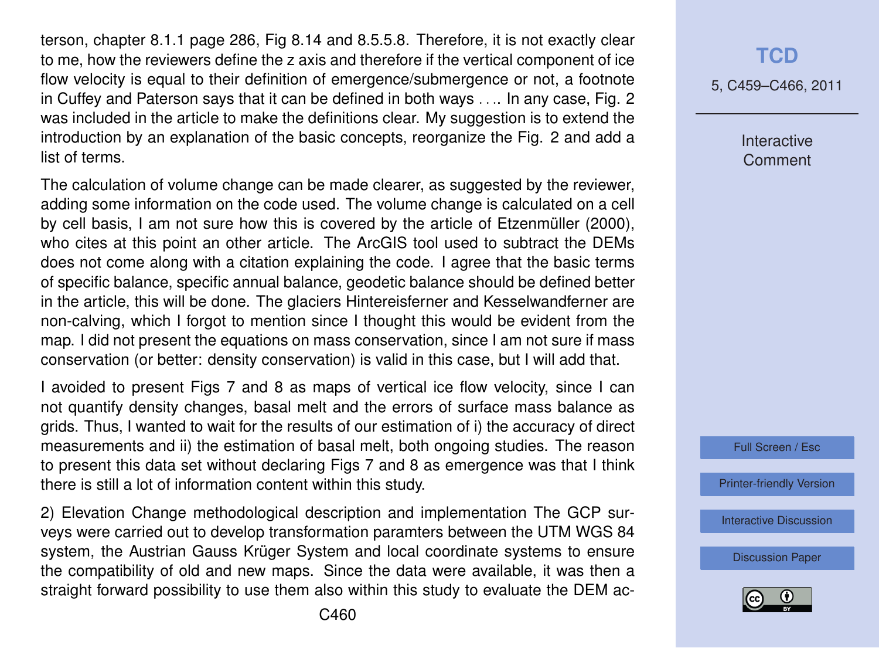terson, chapter 8.1.1 page 286, Fig 8.14 and 8.5.5.8. Therefore, it is not exactly clear to me, how the reviewers define the z axis and therefore if the vertical component of ice flow velocity is equal to their definition of emergence/submergence or not, a footnote in Cuffey and Paterson says that it can be defined in both ways . . .. In any case, Fig. 2 was included in the article to make the definitions clear. My suggestion is to extend the introduction by an explanation of the basic concepts, reorganize the Fig. 2 and add a list of terms.

The calculation of volume change can be made clearer, as suggested by the reviewer, adding some information on the code used. The volume change is calculated on a cell by cell basis, I am not sure how this is covered by the article of Etzenmüller (2000), who cites at this point an other article. The ArcGIS tool used to subtract the DEMs does not come along with a citation explaining the code. I agree that the basic terms of specific balance, specific annual balance, geodetic balance should be defined better in the article, this will be done. The glaciers Hintereisferner and Kesselwandferner are non-calving, which I forgot to mention since I thought this would be evident from the map. I did not present the equations on mass conservation, since I am not sure if mass conservation (or better: density conservation) is valid in this case, but I will add that.

I avoided to present Figs 7 and 8 as maps of vertical ice flow velocity, since I can not quantify density changes, basal melt and the errors of surface mass balance as grids. Thus, I wanted to wait for the results of our estimation of i) the accuracy of direct measurements and ii) the estimation of basal melt, both ongoing studies. The reason to present this data set without declaring Figs 7 and 8 as emergence was that I think there is still a lot of information content within this study.

2) Elevation Change methodological description and implementation The GCP surveys were carried out to develop transformation paramters between the UTM WGS 84 system, the Austrian Gauss Krüger System and local coordinate systems to ensure the compatibility of old and new maps. Since the data were available, it was then a straight forward possibility to use them also within this study to evaluate the DEM ac-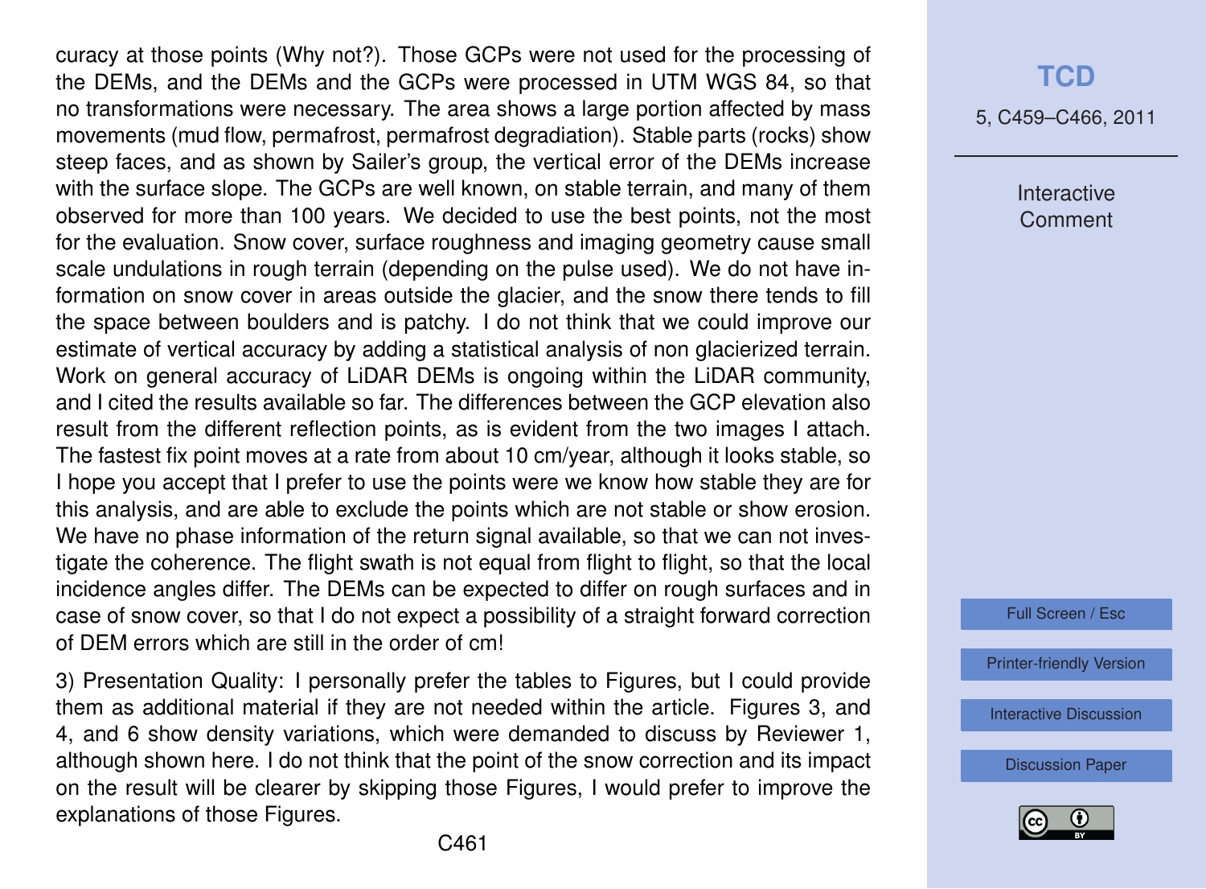curacy at those points (Why not?). Those GCPs were not used for the processing of the DEMs, and the DEMs and the GCPs were processed in UTM WGS 84, so that no transformations were necessary. The area shows a large portion affected by mass movements (mud flow, permafrost, permafrost degradiation). Stable parts (rocks) show steep faces, and as shown by Sailer's group, the vertical error of the DEMs increase with the surface slope. The GCPs are well known, on stable terrain, and many of them observed for more than 100 years. We decided to use the best points, not the most for the evaluation. Snow cover, surface roughness and imaging geometry cause small scale undulations in rough terrain (depending on the pulse used). We do not have information on snow cover in areas outside the glacier, and the snow there tends to fill the space between boulders and is patchy. I do not think that we could improve our estimate of vertical accuracy by adding a statistical analysis of non glacierized terrain. Work on general accuracy of LiDAR DEMs is ongoing within the LiDAR community, and I cited the results available so far. The differences between the GCP elevation also result from the different reflection points, as is evident from the two images I attach. The fastest fix point moves at a rate from about 10 cm/year, although it looks stable, so I hope you accept that I prefer to use the points were we know how stable they are for this analysis, and are able to exclude the points which are not stable or show erosion. We have no phase information of the return signal available, so that we can not investigate the coherence. The flight swath is not equal from flight to flight, so that the local incidence angles differ. The DEMs can be expected to differ on rough surfaces and in case of snow cover, so that I do not expect a possibility of a straight forward correction of DEM errors which are still in the order of cm!

3) Presentation Quality: I personally prefer the tables to Figures, but I could provide them as additional material if they are not needed within the article. Figures 3, and 4, and 6 show density variations, which were demanded to discuss by Reviewer 1, although shown here. I do not think that the point of the snow correction and its impact on the result will be clearer by skipping those Figures, I would prefer to improve the explanations of those Figures.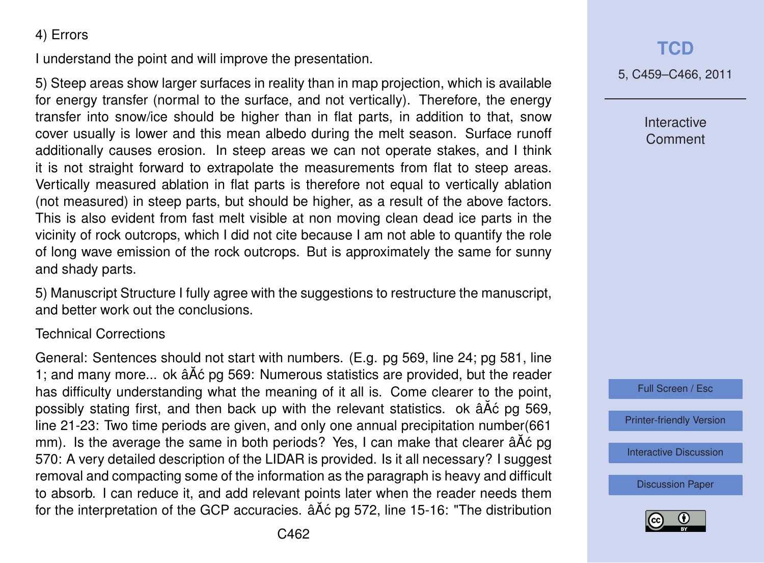4) Errors

I understand the point and will improve the presentation.

5) Steep areas show larger surfaces in reality than in map projection, which is available for energy transfer (normal to the surface, and not vertically). Therefore, the energy transfer into snow/ice should be higher than in flat parts, in addition to that, snow cover usually is lower and this mean albedo during the melt season. Surface runoff additionally causes erosion. In steep areas we can not operate stakes, and I think it is not straight forward to extrapolate the measurements from flat to steep areas. Vertically measured ablation in flat parts is therefore not equal to vertically ablation (not measured) in steep parts, but should be higher, as a result of the above factors. This is also evident from fast melt visible at non moving clean dead ice parts in the vicinity of rock outcrops, which I did not cite because I am not able to quantify the role of long wave emission of the rock outcrops. But is approximately the same for sunny and shady parts.

5) Manuscript Structure I fully agree with the suggestions to restructure the manuscript, and better work out the conclusions.

Technical Corrections

General: Sentences should not start with numbers. (E.g. pg 569, line 24; pg 581, line 1; and many more... ok âĂć pg 569: Numerous statistics are provided, but the reader has difficulty understanding what the meaning of it all is. Come clearer to the point, possibly stating first, and then back up with the relevant statistics. ok âĂć pg 569, line 21-23: Two time periods are given, and only one annual precipitation number(661 mm). Is the average the same in both periods? Yes, I can make that clearer âĂć pg 570: A very detailed description of the LIDAR is provided. Is it all necessary? I suggest removal and compacting some of the information as the paragraph is heavy and difficult to absorb. I can reduce it, and add relevant points later when the reader needs them for the interpretation of the GCP accuracies. âĂć pg 572, line 15-16: "The distribution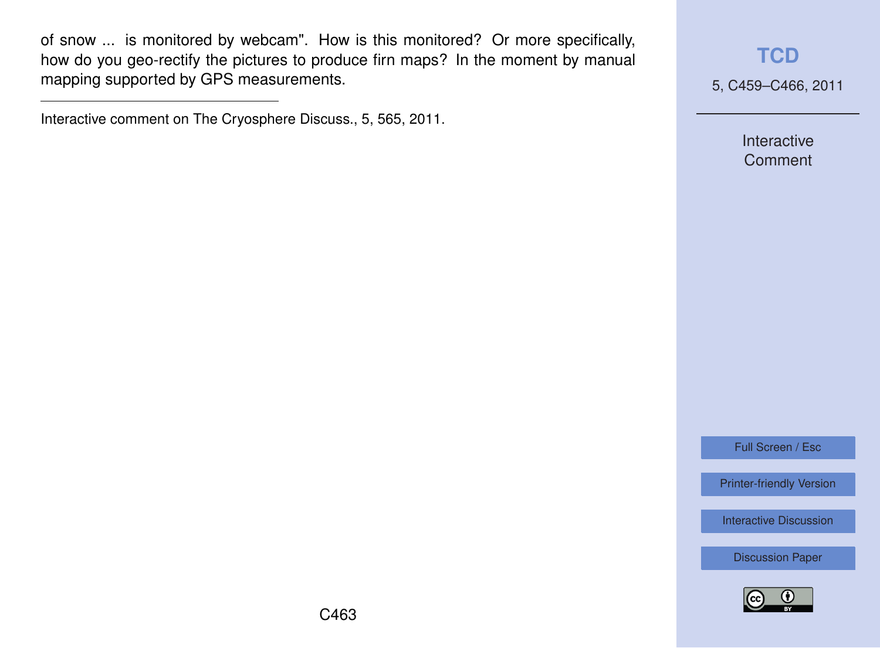of snow ... is monitored by webcam". How is this monitored? Or more specifically, how do you geo-rectify the pictures to produce firn maps? In the moment by manual mapping supported by GPS measurements.

---

Interactive comment on The Cryosphere Discuss., 5, 565, 2011.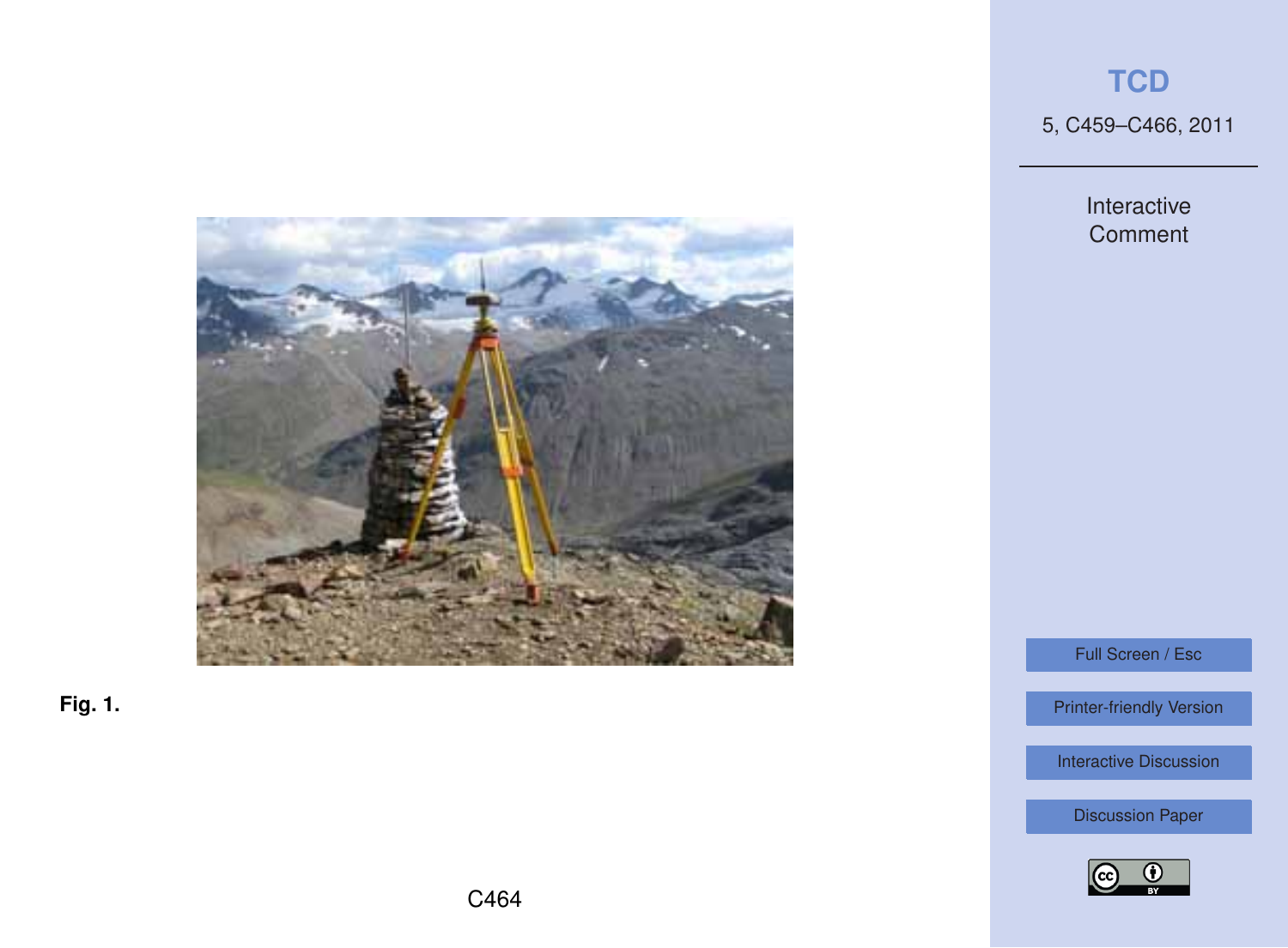Fig. 1.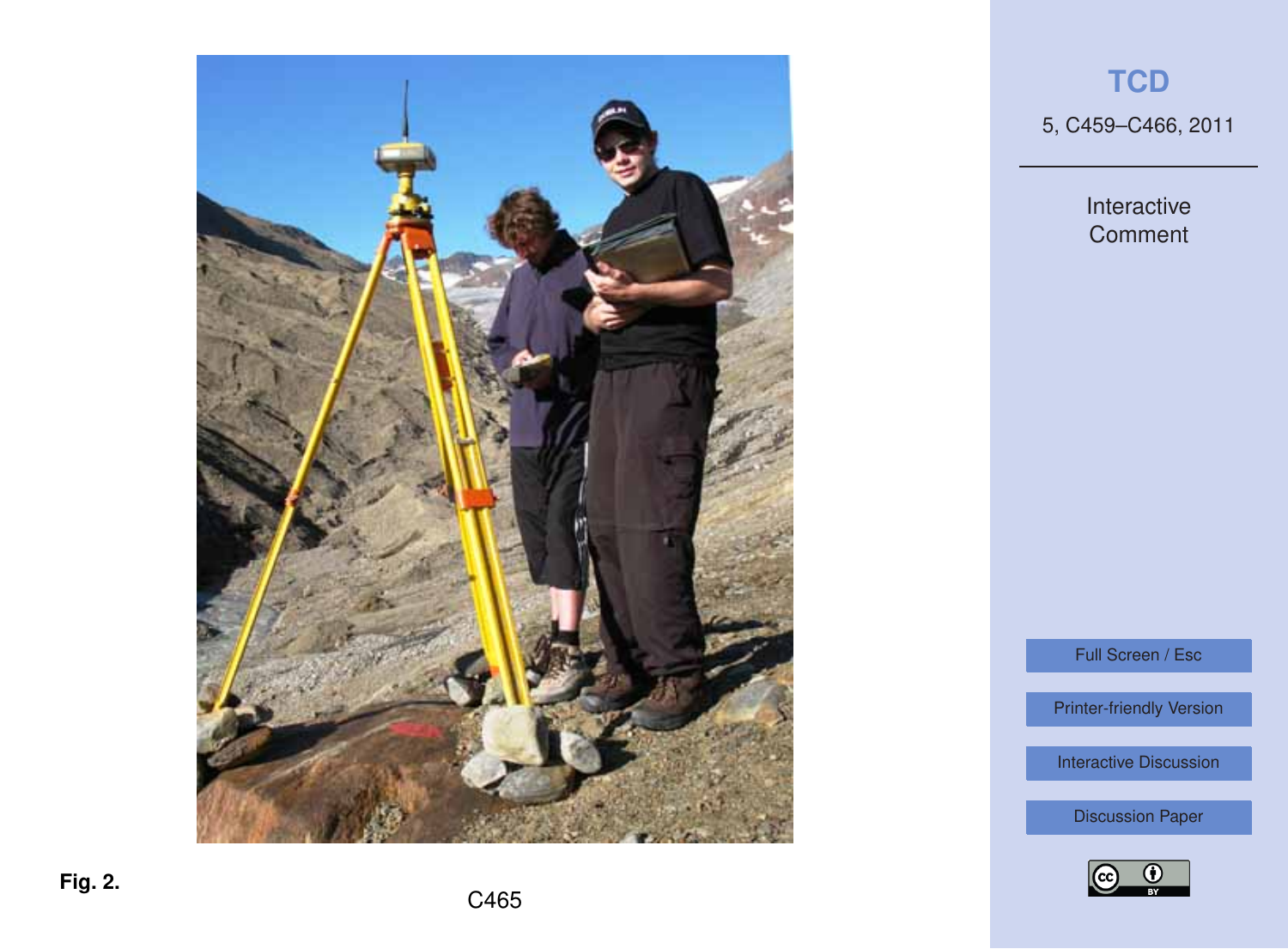Fig. 2.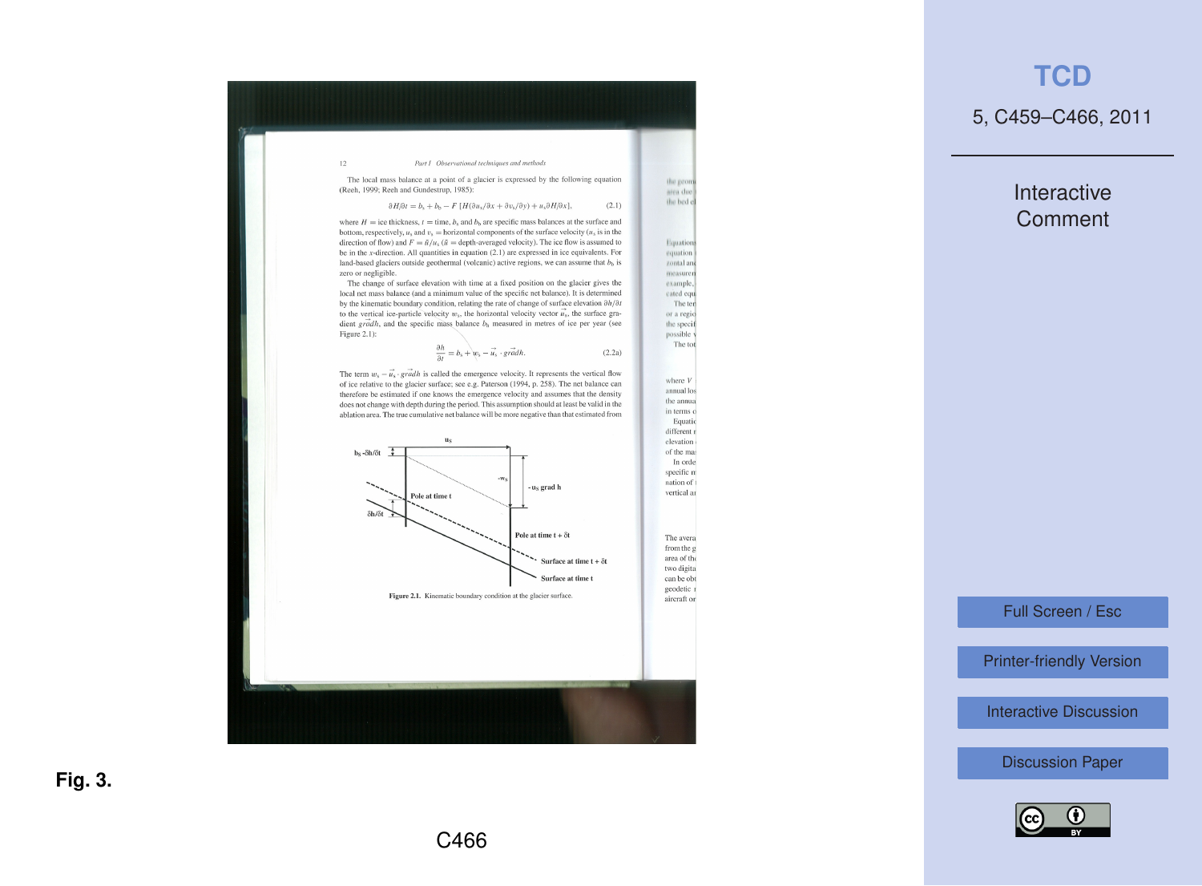The local mass balance at a point of a glacier is expressed by the following equation (Reeh, 1999; Reeh and Gundestrup, 1985):

$$\partial H/\partial t = b_s + b_b - F\,[H(\partial u_s/\partial x + \partial v_s/\partial y) + u_s \partial H/\partial x], \qquad (2.1)$$

where $H$ = ice thickness, $t$ = time, $b_s$ and $b_b$ are specific mass balances at the surface and bottom, respectively, $u_s$ and $v_s$ = horizontal components of the surface velocity ($u_s$ is in the direction of flow) and $F = \bar{u}/u_s$ ($\bar{u}$ = depth-averaged velocity). The ice flow is assumed to be in the $x$-direction. All quantities in equation (2.1) are expressed in ice equivalents. For land-based glaciers outside geothermal (volcanic) active regions, we can assume that $b_b$ is zero or negligible.

The change of surface elevation with time at a fixed position on the glacier gives the local net mass balance (and a minimum value of the specific net balance). It is determined by the kinematic boundary condition, relating the rate of change of surface elevation $\partial h/\partial t$ to the vertical ice-particle velocity $w_s$, the horizontal velocity vector $\vec{u}_s$, the surface gradient $\vec{grad}h$, and the specific mass balance $b_s$ measured in metres of ice per year (see Figure 2.1):

$$\frac{\partial h}{\partial t} = b_s + w_s - \vec{u}_s \cdot \vec{grad}h. \qquad (2.2a)$$

The term $w_s - \vec{u}_s \cdot \vec{grad}h$ is called the emergence velocity. It represents the vertical flow of ice relative to the glacier surface; see e.g. Paterson (1994, p. 258). The net balance can therefore be estimated if one knows the emergence velocity and assumes that the density does not change with depth during the period. This assumption should at least be valid in the ablation area. The true cumulative net balance will be more negative than that estimated from

$u_s$

$b_s$ -δh/δt

$-w_s$

$-u_s$ grad h

Pole at time t

δh/δt

Pole at time t + δt

Surface at time t + δt

Surface at time t

Figure 2.1. Kinematic boundary condition at the glacier surface.

**Fig. 3.**